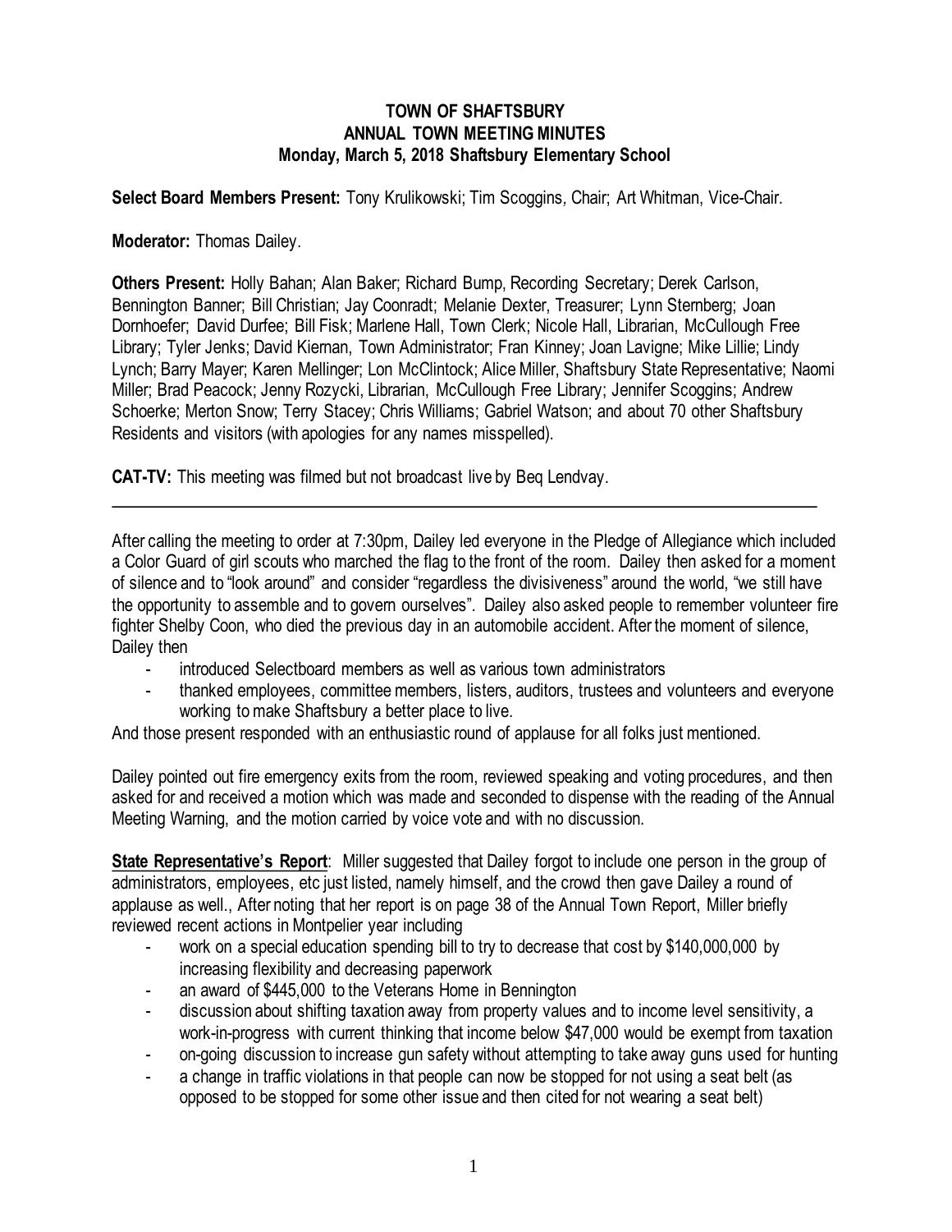**TOWN OF SHAFTSBURY**
**ANNUAL TOWN MEETING MINUTES**
**Monday, March 5, 2018 Shaftsbury Elementary School**

**Select Board Members Present:** Tony Krulikowski; Tim Scoggins, Chair; Art Whitman, Vice-Chair.

**Moderator:** Thomas Dailey.

**Others Present:** Holly Bahan; Alan Baker; Richard Bump, Recording Secretary; Derek Carlson, Bennington Banner; Bill Christian; Jay Coonradt; Melanie Dexter, Treasurer; Lynn Sternberg; Joan Dornhoefer; David Durfee; Bill Fisk; Marlene Hall, Town Clerk; Nicole Hall, Librarian, McCullough Free Library; Tyler Jenks; David Kiernan, Town Administrator; Fran Kinney; Joan Lavigne; Mike Lillie; Lindy Lynch; Barry Mayer; Karen Mellinger; Lon McClintock; Alice Miller, Shaftsbury State Representative; Naomi Miller; Brad Peacock; Jenny Rozycki, Librarian, McCullough Free Library; Jennifer Scoggins; Andrew Schoerke; Merton Snow; Terry Stacey; Chris Williams; Gabriel Watson; and about 70 other Shaftsbury Residents and visitors (with apologies for any names misspelled).

**CAT-TV:** This meeting was filmed but not broadcast live by Beq Lendvay.

---

After calling the meeting to order at 7:30pm, Dailey led everyone in the Pledge of Allegiance which included a Color Guard of girl scouts who marched the flag to the front of the room. Dailey then asked for a moment of silence and to "look around" and consider "regardless the divisiveness" around the world, "we still have the opportunity to assemble and to govern ourselves". Dailey also asked people to remember volunteer fire fighter Shelby Coon, who died the previous day in an automobile accident. After the moment of silence, Dailey then

- introduced Selectboard members as well as various town administrators
- thanked employees, committee members, listers, auditors, trustees and volunteers and everyone working to make Shaftsbury a better place to live.

And those present responded with an enthusiastic round of applause for all folks just mentioned.

Dailey pointed out fire emergency exits from the room, reviewed speaking and voting procedures, and then asked for and received a motion which was made and seconded to dispense with the reading of the Annual Meeting Warning, and the motion carried by voice vote and with no discussion.

**State Representative's Report**: Miller suggested that Dailey forgot to include one person in the group of administrators, employees, etc just listed, namely himself, and the crowd then gave Dailey a round of applause as well., After noting that her report is on page 38 of the Annual Town Report, Miller briefly reviewed recent actions in Montpelier year including

- work on a special education spending bill to try to decrease that cost by $140,000,000 by increasing flexibility and decreasing paperwork
- an award of $445,000 to the Veterans Home in Bennington
- discussion about shifting taxation away from property values and to income level sensitivity, a work-in-progress with current thinking that income below $47,000 would be exempt from taxation
- on-going discussion to increase gun safety without attempting to take away guns used for hunting
- a change in traffic violations in that people can now be stopped for not using a seat belt (as opposed to be stopped for some other issue and then cited for not wearing a seat belt)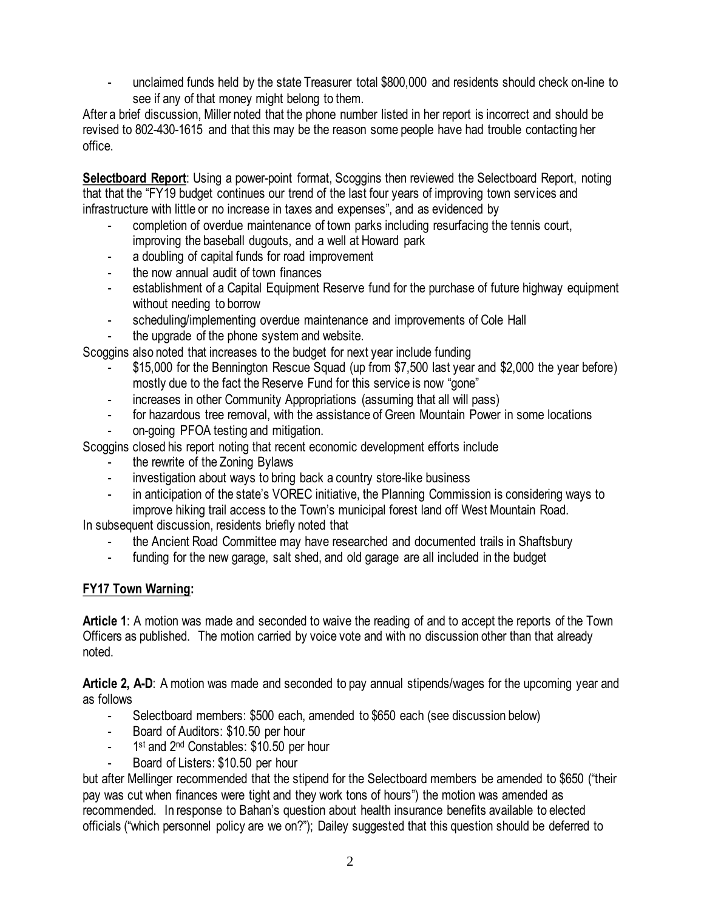- unclaimed funds held by the state Treasurer total $800,000 and residents should check on-line to see if any of that money might belong to them.

After a brief discussion, Miller noted that the phone number listed in her report is incorrect and should be revised to 802-430-1615 and that this may be the reason some people have had trouble contacting her office.

**Selectboard Report**: Using a power-point format, Scoggins then reviewed the Selectboard Report, noting that that the "FY19 budget continues our trend of the last four years of improving town services and infrastructure with little or no increase in taxes and expenses", and as evidenced by

- completion of overdue maintenance of town parks including resurfacing the tennis court, improving the baseball dugouts, and a well at Howard park
- a doubling of capital funds for road improvement
- the now annual audit of town finances
- establishment of a Capital Equipment Reserve fund for the purchase of future highway equipment without needing to borrow
- scheduling/implementing overdue maintenance and improvements of Cole Hall
- the upgrade of the phone system and website.

Scoggins also noted that increases to the budget for next year include funding

- $15,000 for the Bennington Rescue Squad (up from $7,500 last year and $2,000 the year before) mostly due to the fact the Reserve Fund for this service is now "gone"
- increases in other Community Appropriations (assuming that all will pass)
- for hazardous tree removal, with the assistance of Green Mountain Power in some locations
- on-going PFOA testing and mitigation.

Scoggins closed his report noting that recent economic development efforts include

- the rewrite of the Zoning Bylaws
- investigation about ways to bring back a country store-like business
- in anticipation of the state's VOREC initiative, the Planning Commission is considering ways to improve hiking trail access to the Town's municipal forest land off West Mountain Road.

In subsequent discussion, residents briefly noted that

- the Ancient Road Committee may have researched and documented trails in Shaftsbury
- funding for the new garage, salt shed, and old garage are all included in the budget

**FY17 Town Warning:**

**Article 1**: A motion was made and seconded to waive the reading of and to accept the reports of the Town Officers as published. The motion carried by voice vote and with no discussion other than that already noted.

**Article 2, A-D**: A motion was made and seconded to pay annual stipends/wages for the upcoming year and as follows

- Selectboard members: $500 each, amended to $650 each (see discussion below)
- Board of Auditors: $10.50 per hour
- 1st and 2nd Constables: $10.50 per hour
- Board of Listers: $10.50 per hour

but after Mellinger recommended that the stipend for the Selectboard members be amended to $650 ("their pay was cut when finances were tight and they work tons of hours") the motion was amended as recommended. In response to Bahan's question about health insurance benefits available to elected officials ("which personnel policy are we on?"); Dailey suggested that this question should be deferred to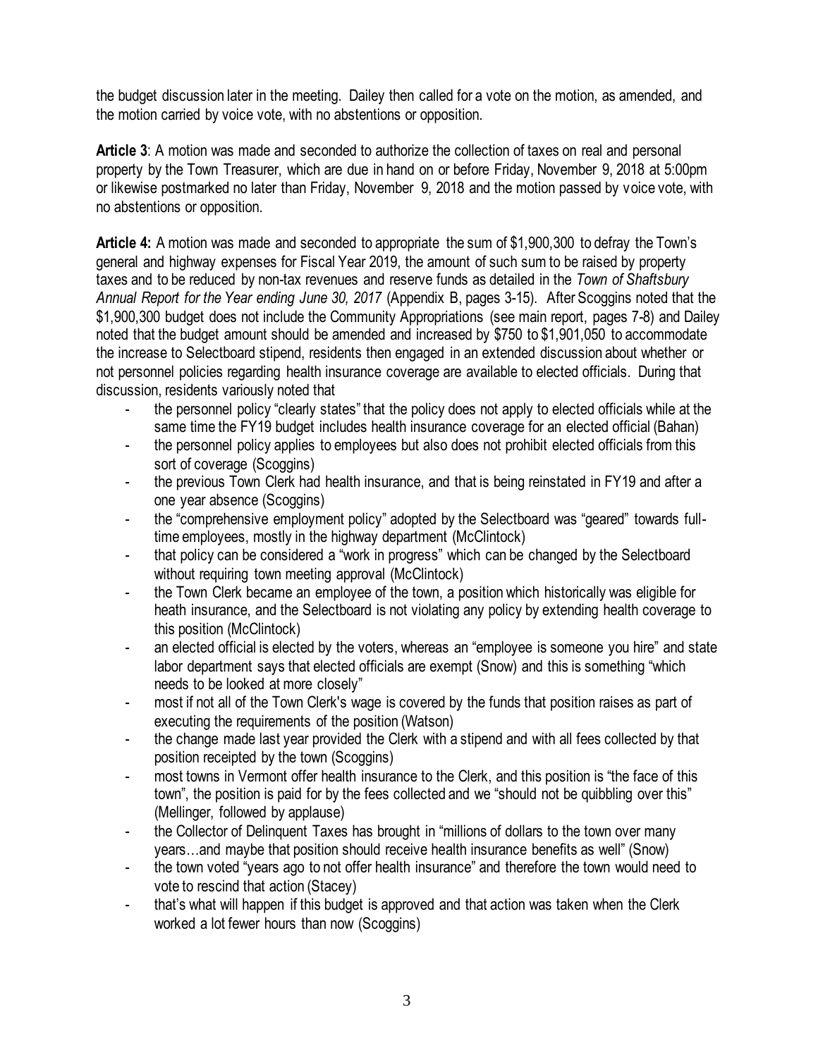the budget discussion later in the meeting. Dailey then called for a vote on the motion, as amended, and the motion carried by voice vote, with no abstentions or opposition.

**Article 3**: A motion was made and seconded to authorize the collection of taxes on real and personal property by the Town Treasurer, which are due in hand on or before Friday, November 9, 2018 at 5:00pm or likewise postmarked no later than Friday, November 9, 2018 and the motion passed by voice vote, with no abstentions or opposition.

**Article 4:** A motion was made and seconded to appropriate the sum of $1,900,300 to defray the Town's general and highway expenses for Fiscal Year 2019, the amount of such sum to be raised by property taxes and to be reduced by non-tax revenues and reserve funds as detailed in the *Town of Shaftsbury Annual Report for the Year ending June 30, 2017* (Appendix B, pages 3-15). After Scoggins noted that the $1,900,300 budget does not include the Community Appropriations (see main report, pages 7-8) and Dailey noted that the budget amount should be amended and increased by $750 to $1,901,050 to accommodate the increase to Selectboard stipend, residents then engaged in an extended discussion about whether or not personnel policies regarding health insurance coverage are available to elected officials. During that discussion, residents variously noted that

- the personnel policy "clearly states" that the policy does not apply to elected officials while at the same time the FY19 budget includes health insurance coverage for an elected official (Bahan)
- the personnel policy applies to employees but also does not prohibit elected officials from this sort of coverage (Scoggins)
- the previous Town Clerk had health insurance, and that is being reinstated in FY19 and after a one year absence (Scoggins)
- the "comprehensive employment policy" adopted by the Selectboard was "geared" towards full-time employees, mostly in the highway department (McClintock)
- that policy can be considered a "work in progress" which can be changed by the Selectboard without requiring town meeting approval (McClintock)
- the Town Clerk became an employee of the town, a position which historically was eligible for heath insurance, and the Selectboard is not violating any policy by extending health coverage to this position (McClintock)
- an elected official is elected by the voters, whereas an "employee is someone you hire" and state labor department says that elected officials are exempt (Snow) and this is something "which needs to be looked at more closely"
- most if not all of the Town Clerk's wage is covered by the funds that position raises as part of executing the requirements of the position (Watson)
- the change made last year provided the Clerk with a stipend and with all fees collected by that position receipted by the town (Scoggins)
- most towns in Vermont offer health insurance to the Clerk, and this position is "the face of this town", the position is paid for by the fees collected and we "should not be quibbling over this" (Mellinger, followed by applause)
- the Collector of Delinquent Taxes has brought in "millions of dollars to the town over many years…and maybe that position should receive health insurance benefits as well" (Snow)
- the town voted "years ago to not offer health insurance" and therefore the town would need to vote to rescind that action (Stacey)
- that's what will happen if this budget is approved and that action was taken when the Clerk worked a lot fewer hours than now (Scoggins)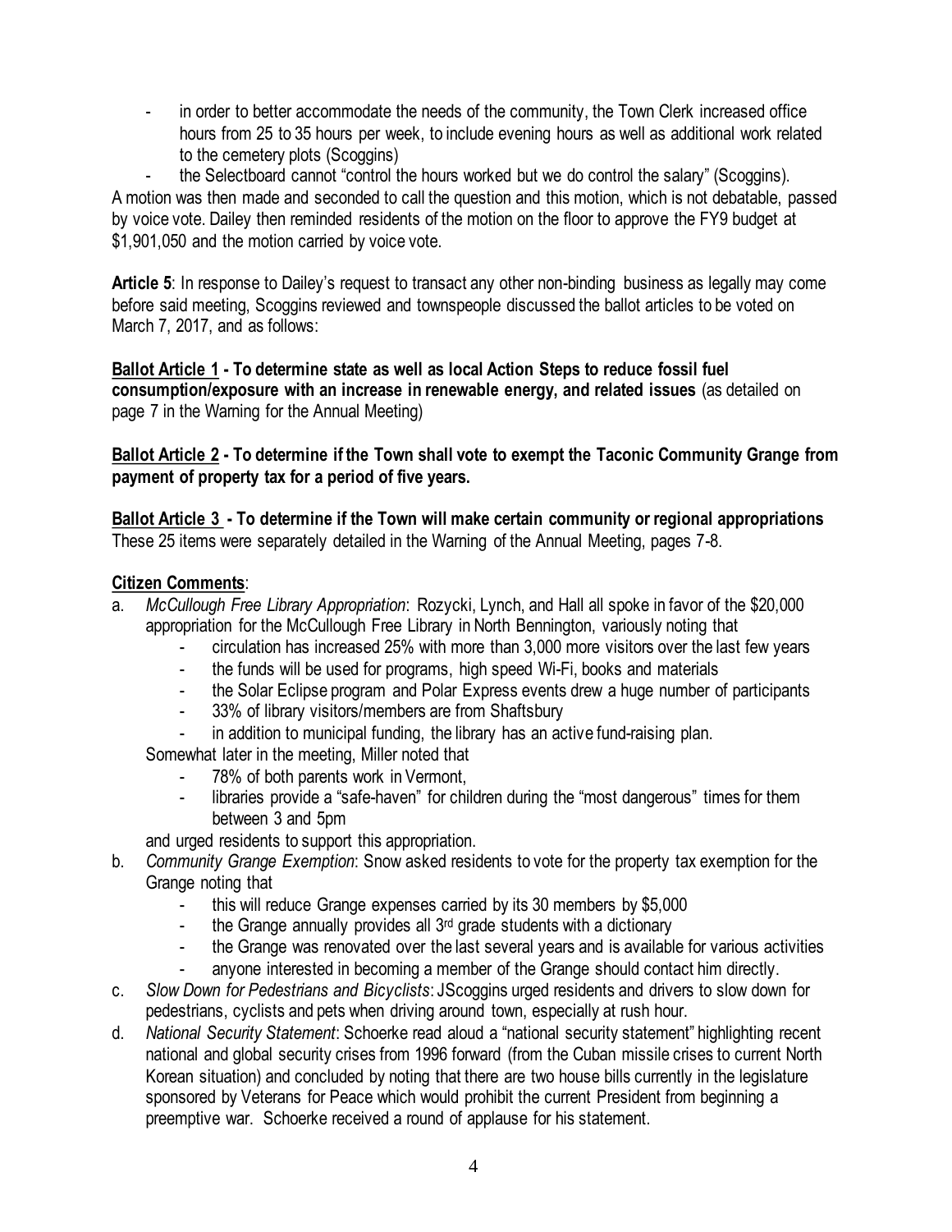- in order to better accommodate the needs of the community, the Town Clerk increased office hours from 25 to 35 hours per week, to include evening hours as well as additional work related to the cemetery plots (Scoggins)
- the Selectboard cannot "control the hours worked but we do control the salary" (Scoggins).

A motion was then made and seconded to call the question and this motion, which is not debatable, passed by voice vote. Dailey then reminded residents of the motion on the floor to approve the FY9 budget at $1,901,050 and the motion carried by voice vote.

**Article 5**: In response to Dailey's request to transact any other non-binding business as legally may come before said meeting, Scoggins reviewed and townspeople discussed the ballot articles to be voted on March 7, 2017, and as follows:

**<u>Ballot Article 1</u> - To determine state as well as local Action Steps to reduce fossil fuel consumption/exposure with an increase in renewable energy, and related issues** (as detailed on page 7 in the Warning for the Annual Meeting)

**<u>Ballot Article 2</u> - To determine if the Town shall vote to exempt the Taconic Community Grange from payment of property tax for a period of five years.**

**<u>Ballot Article 3</u> - To determine if the Town will make certain community or regional appropriations**
These 25 items were separately detailed in the Warning of the Annual Meeting, pages 7-8.

**<u>Citizen Comments</u>**:

a. *McCullough Free Library Appropriation*: Rozycki, Lynch, and Hall all spoke in favor of the $20,000 appropriation for the McCullough Free Library in North Bennington, variously noting that
    - circulation has increased 25% with more than 3,000 more visitors over the last few years
    - the funds will be used for programs, high speed Wi-Fi, books and materials
    - the Solar Eclipse program and Polar Express events drew a huge number of participants
    - 33% of library visitors/members are from Shaftsbury
    - in addition to municipal funding, the library has an active fund-raising plan.

   Somewhat later in the meeting, Miller noted that
    - 78% of both parents work in Vermont,
    - libraries provide a "safe-haven" for children during the "most dangerous" times for them between 3 and 5pm

   and urged residents to support this appropriation.

b. *Community Grange Exemption*: Snow asked residents to vote for the property tax exemption for the Grange noting that
    - this will reduce Grange expenses carried by its 30 members by $5,000
    - the Grange annually provides all 3rd grade students with a dictionary
    - the Grange was renovated over the last several years and is available for various activities
    - anyone interested in becoming a member of the Grange should contact him directly.

c. *Slow Down for Pedestrians and Bicyclists*: JScoggins urged residents and drivers to slow down for pedestrians, cyclists and pets when driving around town, especially at rush hour.

d. *National Security Statement*: Schoerke read aloud a "national security statement" highlighting recent national and global security crises from 1996 forward (from the Cuban missile crises to current North Korean situation) and concluded by noting that there are two house bills currently in the legislature sponsored by Veterans for Peace which would prohibit the current President from beginning a preemptive war. Schoerke received a round of applause for his statement.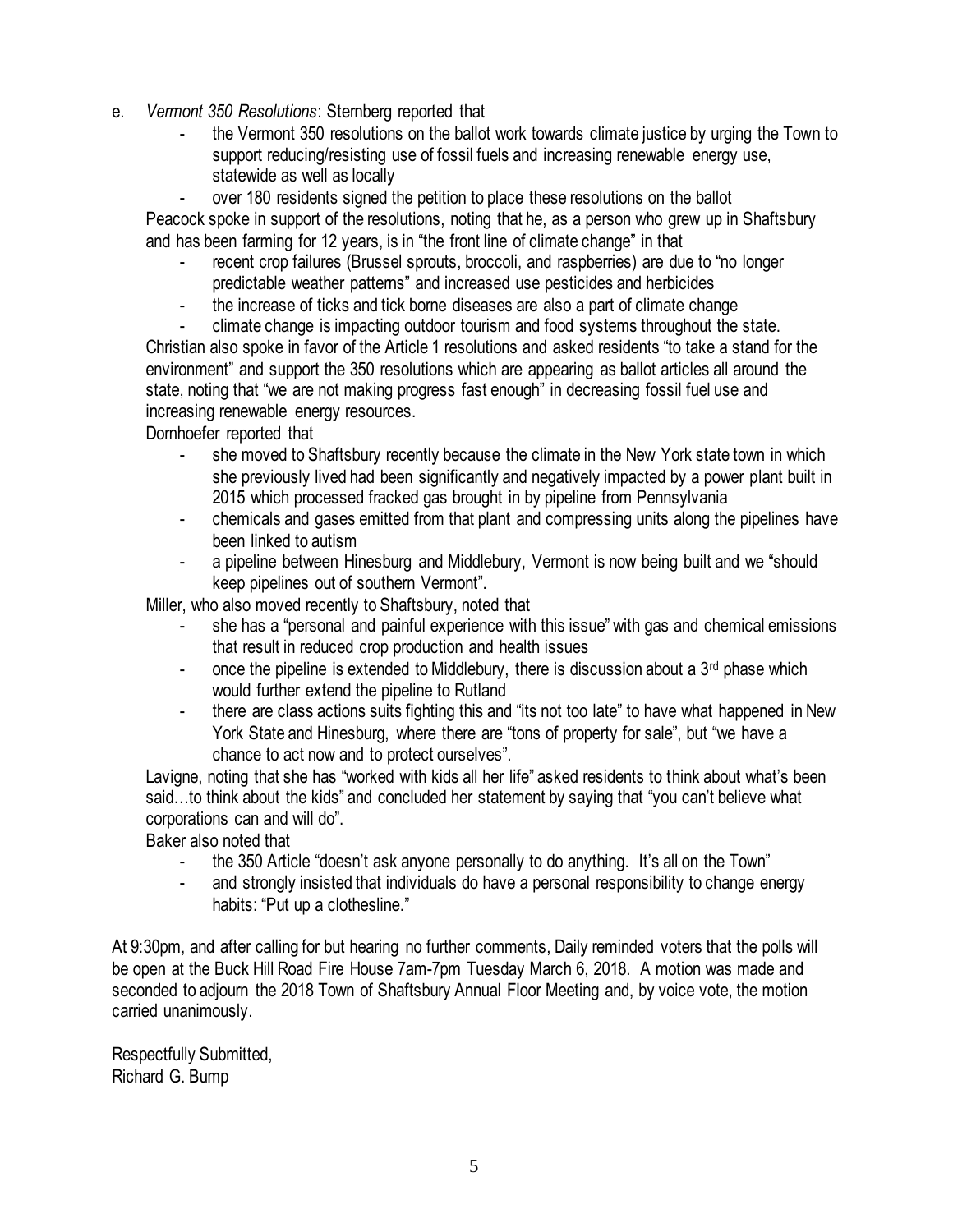e. *Vermont 350 Resolutions*: Sternberg reported that

- the Vermont 350 resolutions on the ballot work towards climate justice by urging the Town to support reducing/resisting use of fossil fuels and increasing renewable energy use, statewide as well as locally
- over 180 residents signed the petition to place these resolutions on the ballot

Peacock spoke in support of the resolutions, noting that he, as a person who grew up in Shaftsbury and has been farming for 12 years, is in "the front line of climate change" in that

- recent crop failures (Brussel sprouts, broccoli, and raspberries) are due to "no longer predictable weather patterns" and increased use pesticides and herbicides
- the increase of ticks and tick borne diseases are also a part of climate change
- climate change is impacting outdoor tourism and food systems throughout the state.

Christian also spoke in favor of the Article 1 resolutions and asked residents "to take a stand for the environment" and support the 350 resolutions which are appearing as ballot articles all around the state, noting that "we are not making progress fast enough" in decreasing fossil fuel use and increasing renewable energy resources.

Dornhoefer reported that

- she moved to Shaftsbury recently because the climate in the New York state town in which she previously lived had been significantly and negatively impacted by a power plant built in 2015 which processed fracked gas brought in by pipeline from Pennsylvania
- chemicals and gases emitted from that plant and compressing units along the pipelines have been linked to autism
- a pipeline between Hinesburg and Middlebury, Vermont is now being built and we "should keep pipelines out of southern Vermont".

Miller, who also moved recently to Shaftsbury, noted that

- she has a "personal and painful experience with this issue" with gas and chemical emissions that result in reduced crop production and health issues
- once the pipeline is extended to Middlebury, there is discussion about a 3rd phase which would further extend the pipeline to Rutland
- there are class actions suits fighting this and "its not too late" to have what happened in New York State and Hinesburg, where there are "tons of property for sale", but "we have a chance to act now and to protect ourselves".

Lavigne, noting that she has "worked with kids all her life" asked residents to think about what's been said…to think about the kids" and concluded her statement by saying that "you can't believe what corporations can and will do".

Baker also noted that

- the 350 Article "doesn't ask anyone personally to do anything. It's all on the Town"
- and strongly insisted that individuals do have a personal responsibility to change energy habits: "Put up a clothesline."

At 9:30pm, and after calling for but hearing no further comments, Daily reminded voters that the polls will be open at the Buck Hill Road Fire House 7am-7pm Tuesday March 6, 2018. A motion was made and seconded to adjourn the 2018 Town of Shaftsbury Annual Floor Meeting and, by voice vote, the motion carried unanimously.

Respectfully Submitted,
Richard G. Bump